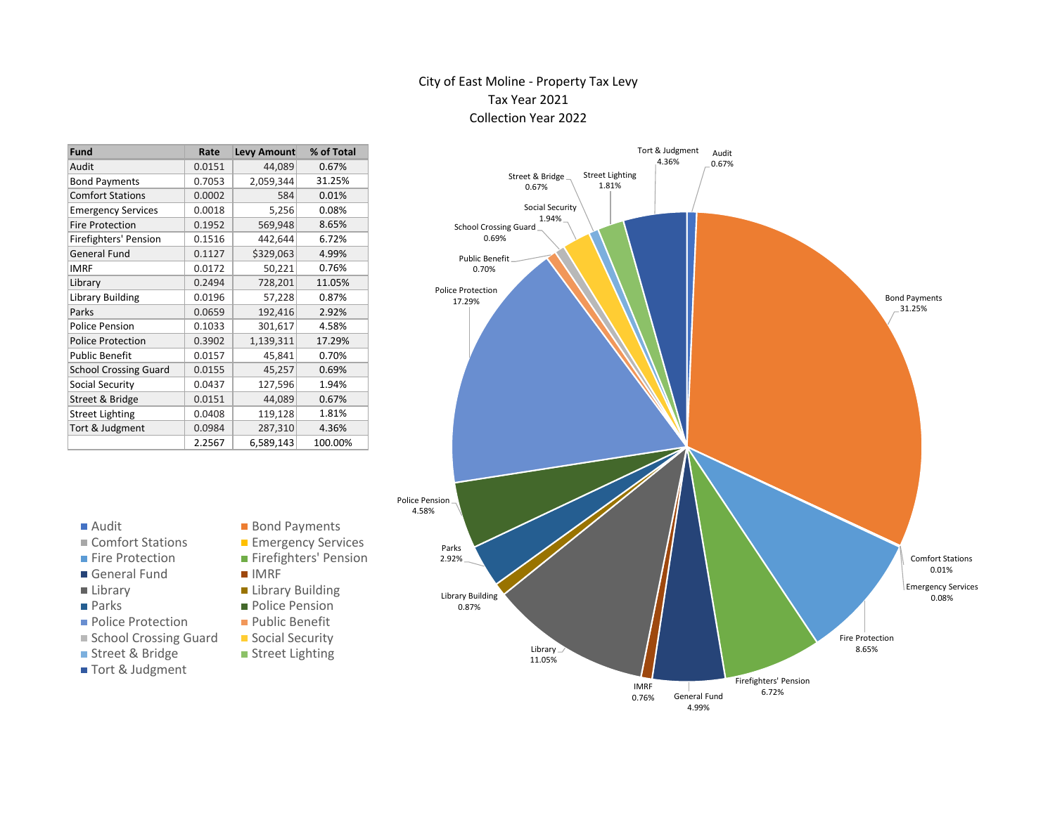# City of East Moline - Property Tax Levy
## Tax Year 2021
## Collection Year 2022

| Fund | Rate | Levy Amount | % of Total |
|---|---|---|---|
| Audit | 0.0151 | 44,089 | 0.67% |
| Bond Payments | 0.7053 | 2,059,344 | 31.25% |
| Comfort Stations | 0.0002 | 584 | 0.01% |
| Emergency Services | 0.0018 | 5,256 | 0.08% |
| Fire Protection | 0.1952 | 569,948 | 8.65% |
| Firefighters' Pension | 0.1516 | 442,644 | 6.72% |
| General Fund | 0.1127 | $329,063 | 4.99% |
| IMRF | 0.0172 | 50,221 | 0.76% |
| Library | 0.2494 | 728,201 | 11.05% |
| Library Building | 0.0196 | 57,228 | 0.87% |
| Parks | 0.0659 | 192,416 | 2.92% |
| Police Pension | 0.1033 | 301,617 | 4.58% |
| Police Protection | 0.3902 | 1,139,311 | 17.29% |
| Public Benefit | 0.0157 | 45,841 | 0.70% |
| School Crossing Guard | 0.0155 | 45,257 | 0.69% |
| Social Security | 0.0437 | 127,596 | 1.94% |
| Street & Bridge | 0.0151 | 44,089 | 0.67% |
| Street Lighting | 0.0408 | 119,128 | 1.81% |
| Tort & Judgment | 0.0984 | 287,310 | 4.36% |
| | 2.2567 | 6,589,143 | 100.00% |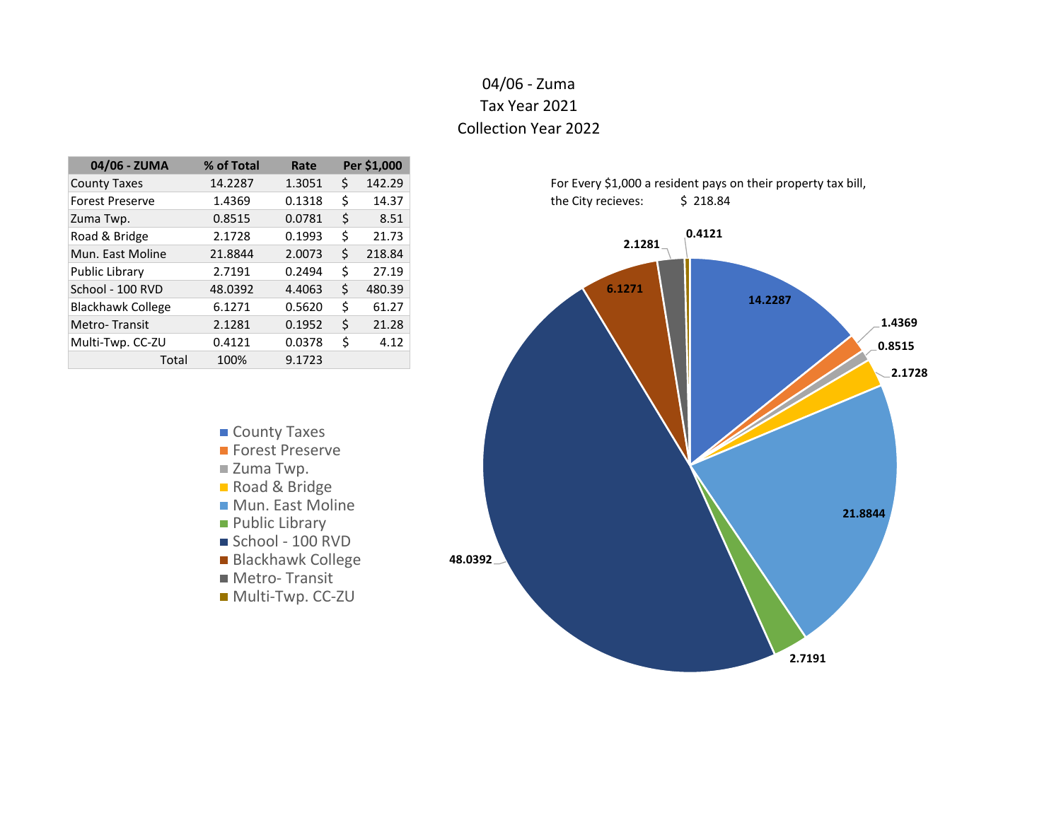# 04/06 - Zuma
## Tax Year 2021
## Collection Year 2022

| 04/06 - ZUMA | % of Total | Rate | Per $1,000 |
|---|---|---|---|
| County Taxes | 14.2287 | 1.3051 | $ 142.29 |
| Forest Preserve | 1.4369 | 0.1318 | $ 14.37 |
| Zuma Twp. | 0.8515 | 0.0781 | $ 8.51 |
| Road & Bridge | 2.1728 | 0.1993 | $ 21.73 |
| Mun. East Moline | 21.8844 | 2.0073 | $ 218.84 |
| Public Library | 2.7191 | 0.2494 | $ 27.19 |
| School - 100 RVD | 48.0392 | 4.4063 | $ 480.39 |
| Blackhawk College | 6.1271 | 0.5620 | $ 61.27 |
| Metro- Transit | 2.1281 | 0.1952 | $ 21.28 |
| Multi-Twp. CC-ZU | 0.4121 | 0.0378 | $ 4.12 |
| Total | 100% | 9.1723 | |

For Every $1,000 a resident pays on their property tax bill, the City recieves: $ 218.84

- County Taxes: 14.2287
- Forest Preserve: 1.4369
- Zuma Twp.: 0.8515
- Road & Bridge: 2.1728
- Mun. East Moline: 21.8844
- Public Library: 2.7191
- School - 100 RVD: 48.0392
- Blackhawk College: 6.1271
- Metro- Transit: 2.1281
- Multi-Twp. CC-ZU: 0.4121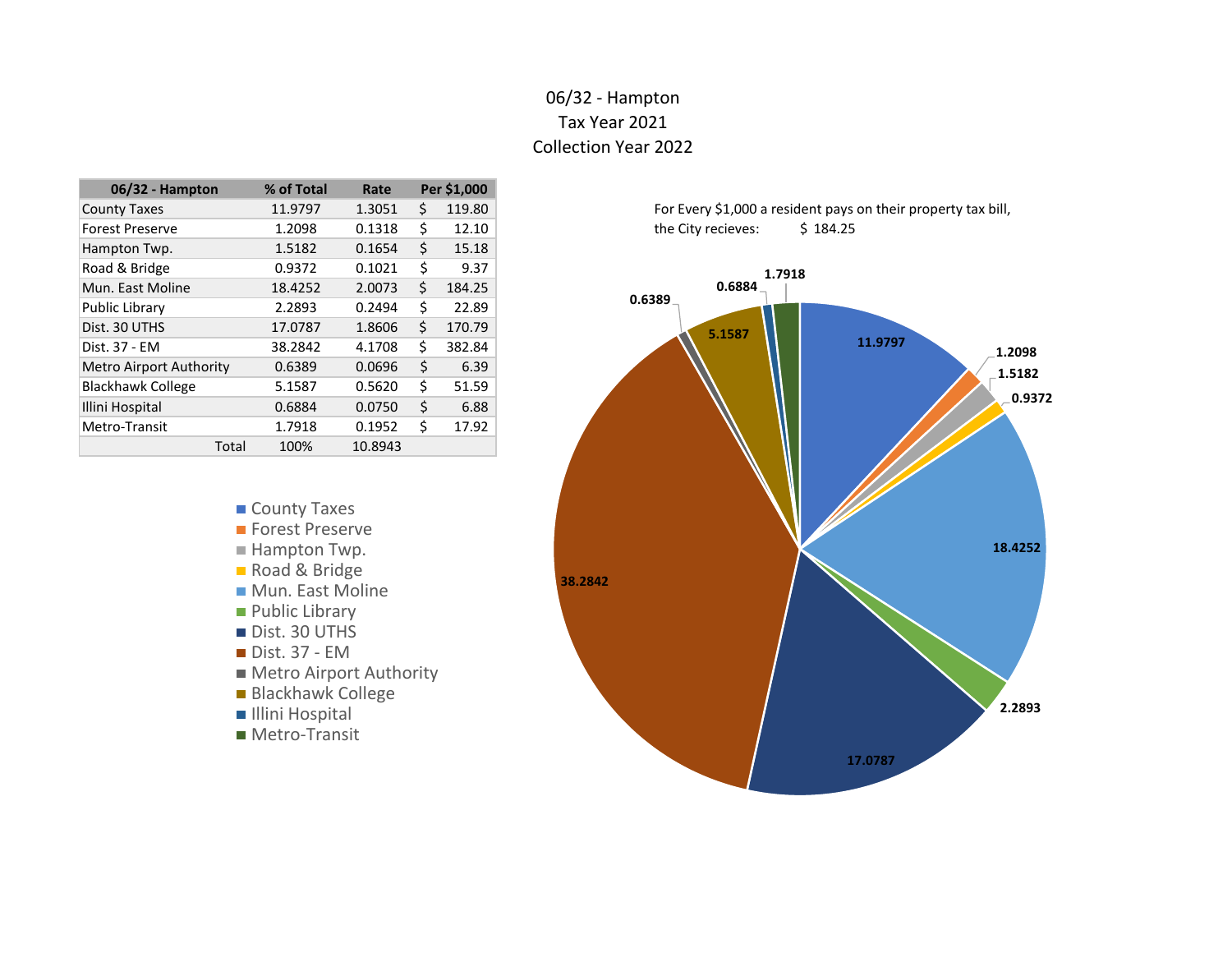# 06/32 - Hampton
## Tax Year 2021
## Collection Year 2022

| 06/32 - Hampton | % of Total | Rate | Per $1,000 |
|---|---|---|---|
| County Taxes | 11.9797 | 1.3051 | $ 119.80 |
| Forest Preserve | 1.2098 | 0.1318 | $ 12.10 |
| Hampton Twp. | 1.5182 | 0.1654 | $ 15.18 |
| Road & Bridge | 0.9372 | 0.1021 | $ 9.37 |
| Mun. East Moline | 18.4252 | 2.0073 | $ 184.25 |
| Public Library | 2.2893 | 0.2494 | $ 22.89 |
| Dist. 30 UTHS | 17.0787 | 1.8606 | $ 170.79 |
| Dist. 37 - EM | 38.2842 | 4.1708 | $ 382.84 |
| Metro Airport Authority | 0.6389 | 0.0696 | $ 6.39 |
| Blackhawk College | 5.1587 | 0.5620 | $ 51.59 |
| Illini Hospital | 0.6884 | 0.0750 | $ 6.88 |
| Metro-Transit | 1.7918 | 0.1952 | $ 17.92 |
| Total | 100% | 10.8943 | |

For Every $1,000 a resident pays on their property tax bill, the City recieves: $ 184.25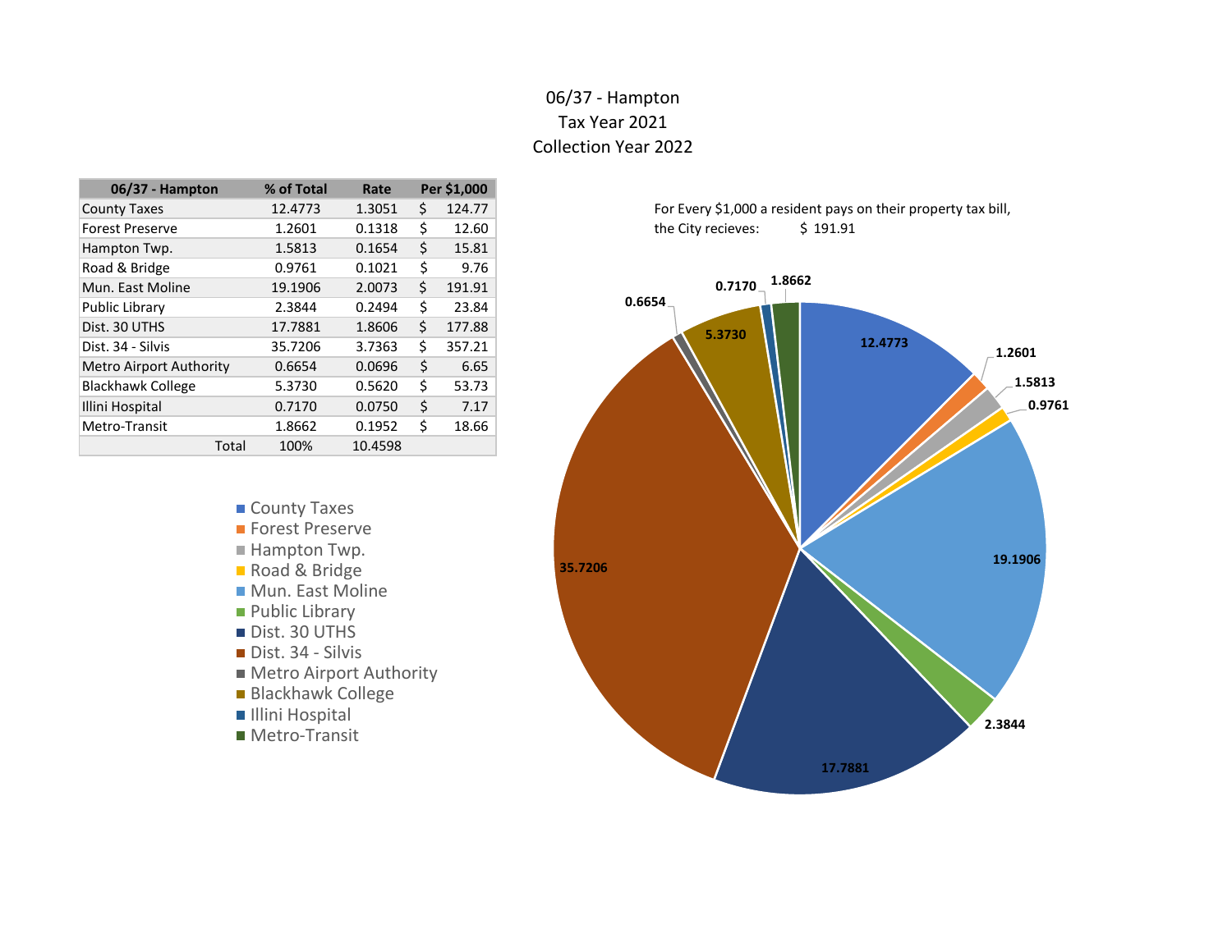# 06/37 - Hampton
## Tax Year 2021
## Collection Year 2022

| 06/37 - Hampton | % of Total | Rate | Per $1,000 |
|---|---|---|---|
| County Taxes | 12.4773 | 1.3051 | $ 124.77 |
| Forest Preserve | 1.2601 | 0.1318 | $ 12.60 |
| Hampton Twp. | 1.5813 | 0.1654 | $ 15.81 |
| Road & Bridge | 0.9761 | 0.1021 | $ 9.76 |
| Mun. East Moline | 19.1906 | 2.0073 | $ 191.91 |
| Public Library | 2.3844 | 0.2494 | $ 23.84 |
| Dist. 30 UTHS | 17.7881 | 1.8606 | $ 177.88 |
| Dist. 34 - Silvis | 35.7206 | 3.7363 | $ 357.21 |
| Metro Airport Authority | 0.6654 | 0.0696 | $ 6.65 |
| Blackhawk College | 5.3730 | 0.5620 | $ 53.73 |
| Illini Hospital | 0.7170 | 0.0750 | $ 7.17 |
| Metro-Transit | 1.8662 | 0.1952 | $ 18.66 |
| Total | 100% | 10.4598 | |

For Every $1,000 a resident pays on their property tax bill, the City recieves: $ 191.91

- County Taxes — 12.4773
- Forest Preserve — 1.2601
- Hampton Twp. — 1.5813
- Road & Bridge — 0.9761
- Mun. East Moline — 19.1906
- Public Library — 2.3844
- Dist. 30 UTHS — 17.7881
- Dist. 34 - Silvis — 35.7206
- Metro Airport Authority — 0.6654
- Blackhawk College — 5.3730
- Illini Hospital — 0.7170
- Metro-Transit — 1.8662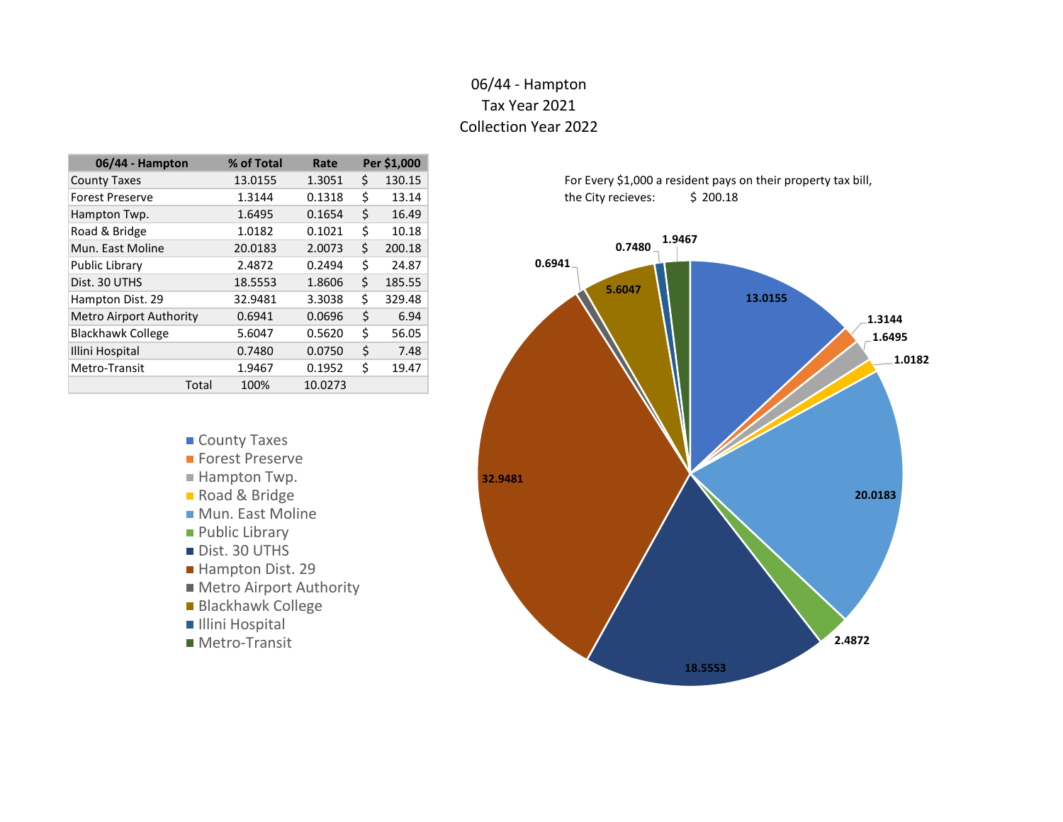# 06/44 - Hampton

## Tax Year 2021

## Collection Year 2022

| 06/44 - Hampton | % of Total | Rate | Per $1,000 |
|---|---|---|---|
| County Taxes | 13.0155 | 1.3051 | $ 130.15 |
| Forest Preserve | 1.3144 | 0.1318 | $ 13.14 |
| Hampton Twp. | 1.6495 | 0.1654 | $ 16.49 |
| Road & Bridge | 1.0182 | 0.1021 | $ 10.18 |
| Mun. East Moline | 20.0183 | 2.0073 | $ 200.18 |
| Public Library | 2.4872 | 0.2494 | $ 24.87 |
| Dist. 30 UTHS | 18.5553 | 1.8606 | $ 185.55 |
| Hampton Dist. 29 | 32.9481 | 3.3038 | $ 329.48 |
| Metro Airport Authority | 0.6941 | 0.0696 | $ 6.94 |
| Blackhawk College | 5.6047 | 0.5620 | $ 56.05 |
| Illini Hospital | 0.7480 | 0.0750 | $ 7.48 |
| Metro-Transit | 1.9467 | 0.1952 | $ 19.47 |
| Total | 100% | 10.0273 | |

For Every $1,000 a resident pays on their property tax bill, the City recieves: $ 200.18

- County Taxes
- Forest Preserve
- Hampton Twp.
- Road & Bridge
- Mun. East Moline
- Public Library
- Dist. 30 UTHS
- Hampton Dist. 29
- Metro Airport Authority
- Blackhawk College
- Illini Hospital
- Metro-Transit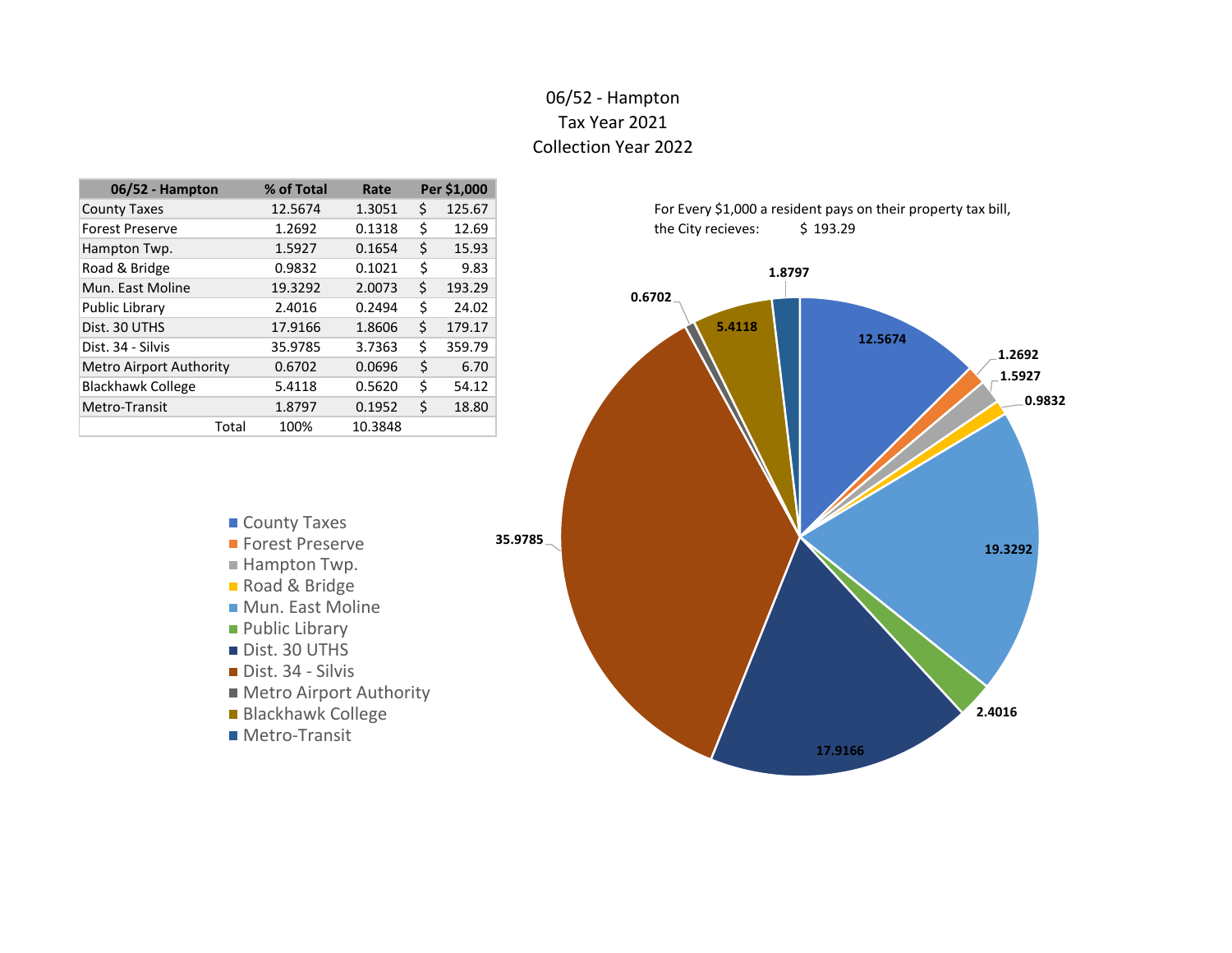# 06/52 - Hampton
## Tax Year 2021
## Collection Year 2022

| 06/52 - Hampton | % of Total | Rate | Per $1,000 |
|---|---|---|---|
| County Taxes | 12.5674 | 1.3051 | $ 125.67 |
| Forest Preserve | 1.2692 | 0.1318 | $ 12.69 |
| Hampton Twp. | 1.5927 | 0.1654 | $ 15.93 |
| Road & Bridge | 0.9832 | 0.1021 | $ 9.83 |
| Mun. East Moline | 19.3292 | 2.0073 | $ 193.29 |
| Public Library | 2.4016 | 0.2494 | $ 24.02 |
| Dist. 30 UTHS | 17.9166 | 1.8606 | $ 179.17 |
| Dist. 34 - Silvis | 35.9785 | 3.7363 | $ 359.79 |
| Metro Airport Authority | 0.6702 | 0.0696 | $ 6.70 |
| Blackhawk College | 5.4118 | 0.5620 | $ 54.12 |
| Metro-Transit | 1.8797 | 0.1952 | $ 18.80 |
| Total | 100% | 10.3848 | |

For Every $1,000 a resident pays on their property tax bill, the City recieves: $ 193.29

- County Taxes: 12.5674
- Forest Preserve: 1.2692
- Hampton Twp.: 1.5927
- Road & Bridge: 0.9832
- Mun. East Moline: 19.3292
- Public Library: 2.4016
- Dist. 30 UTHS: 17.9166
- Dist. 34 - Silvis: 35.9785
- Metro Airport Authority: 0.6702
- Blackhawk College: 5.4118
- Metro-Transit: 1.8797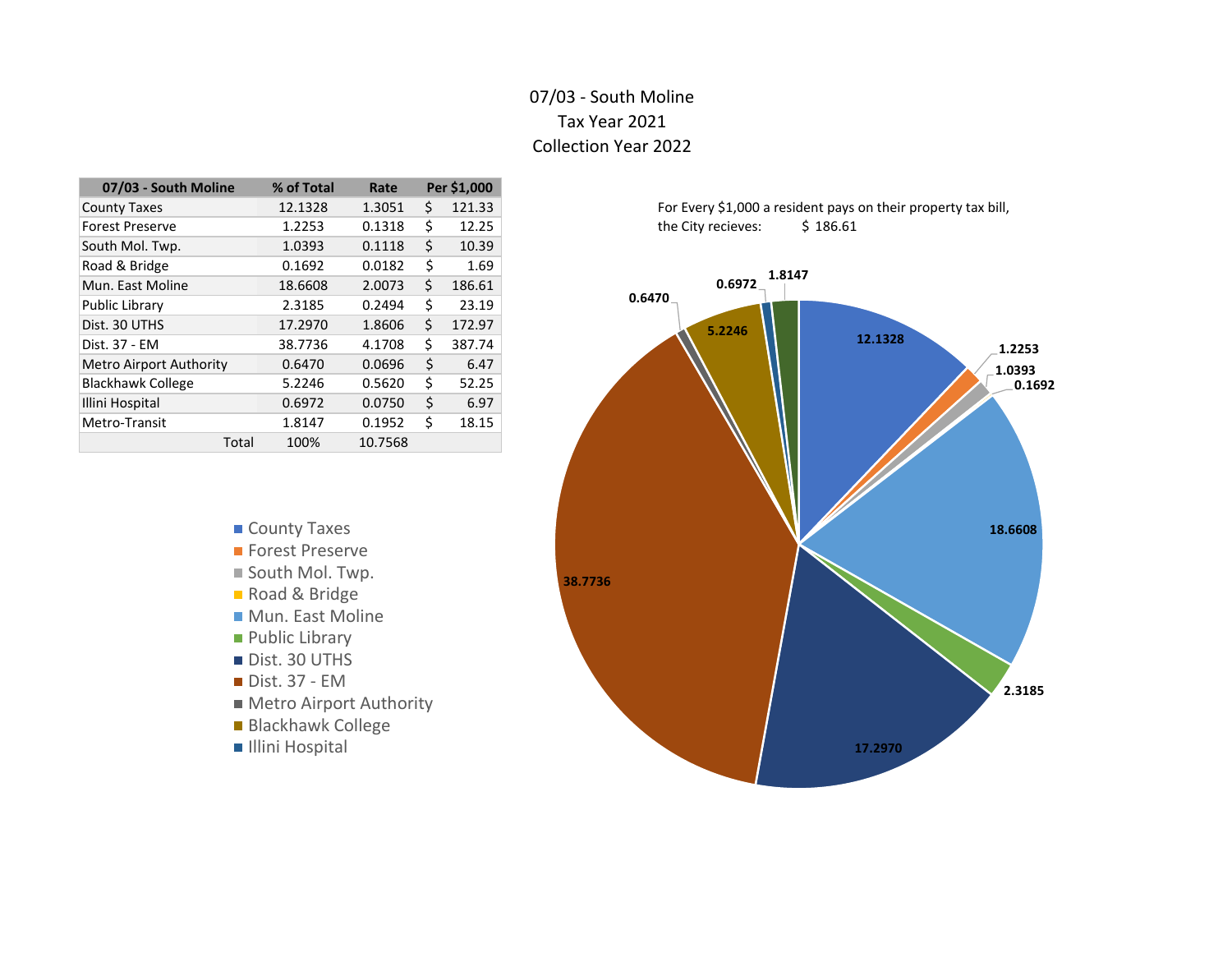# 07/03 - South Moline
## Tax Year 2021
## Collection Year 2022

| 07/03 - South Moline | % of Total | Rate | Per $1,000 |
|---|---|---|---|
| County Taxes | 12.1328 | 1.3051 | $ 121.33 |
| Forest Preserve | 1.2253 | 0.1318 | $ 12.25 |
| South Mol. Twp. | 1.0393 | 0.1118 | $ 10.39 |
| Road & Bridge | 0.1692 | 0.0182 | $ 1.69 |
| Mun. East Moline | 18.6608 | 2.0073 | $ 186.61 |
| Public Library | 2.3185 | 0.2494 | $ 23.19 |
| Dist. 30 UTHS | 17.2970 | 1.8606 | $ 172.97 |
| Dist. 37 - EM | 38.7736 | 4.1708 | $ 387.74 |
| Metro Airport Authority | 0.6470 | 0.0696 | $ 6.47 |
| Blackhawk College | 5.2246 | 0.5620 | $ 52.25 |
| Illini Hospital | 0.6972 | 0.0750 | $ 6.97 |
| Metro-Transit | 1.8147 | 0.1952 | $ 18.15 |
| Total | 100% | 10.7568 | |

For Every $1,000 a resident pays on their property tax bill, the City recieves: $ 186.61

- County Taxes
- Forest Preserve
- South Mol. Twp.
- Road & Bridge
- Mun. East Moline
- Public Library
- Dist. 30 UTHS
- Dist. 37 - EM
- Metro Airport Authority
- Blackhawk College
- Illini Hospital

12.1328, 1.2253, 1.0393, 0.1692, 18.6608, 2.3185, 17.2970, 38.7736, 0.6470, 5.2246, 0.6972, 1.8147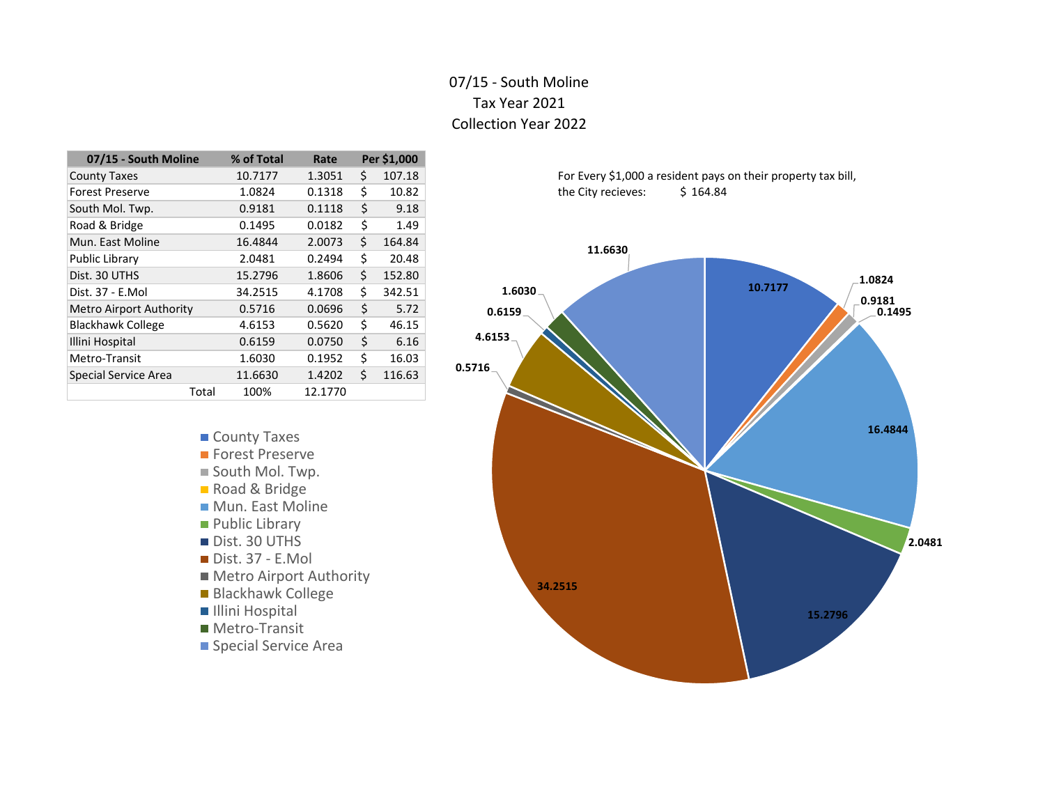07/15 - South Moline
Tax Year 2021
Collection Year 2022

| 07/15 - South Moline | % of Total | Rate | Per $1,000 |
|---|---|---|---|
| County Taxes | 10.7177 | 1.3051 | $ 107.18 |
| Forest Preserve | 1.0824 | 0.1318 | $ 10.82 |
| South Mol. Twp. | 0.9181 | 0.1118 | $ 9.18 |
| Road & Bridge | 0.1495 | 0.0182 | $ 1.49 |
| Mun. East Moline | 16.4844 | 2.0073 | $ 164.84 |
| Public Library | 2.0481 | 0.2494 | $ 20.48 |
| Dist. 30 UTHS | 15.2796 | 1.8606 | $ 152.80 |
| Dist. 37 - E.Mol | 34.2515 | 4.1708 | $ 342.51 |
| Metro Airport Authority | 0.5716 | 0.0696 | $ 5.72 |
| Blackhawk College | 4.6153 | 0.5620 | $ 46.15 |
| Illini Hospital | 0.6159 | 0.0750 | $ 6.16 |
| Metro-Transit | 1.6030 | 0.1952 | $ 16.03 |
| Special Service Area | 11.6630 | 1.4202 | $ 116.63 |
| Total | 100% | 12.1770 | |

For Every $1,000 a resident pays on their property tax bill, the City recieves: $ 164.84

County Taxes
Forest Preserve
South Mol. Twp.
Road & Bridge
Mun. East Moline
Public Library
Dist. 30 UTHS
Dist. 37 - E.Mol
Metro Airport Authority
Blackhawk College
Illini Hospital
Metro-Transit
Special Service Area

10.7177
1.0824
0.9181
0.1495
16.4844
2.0481
15.2796
34.2515
0.5716
4.6153
0.6159
1.6030
11.6630